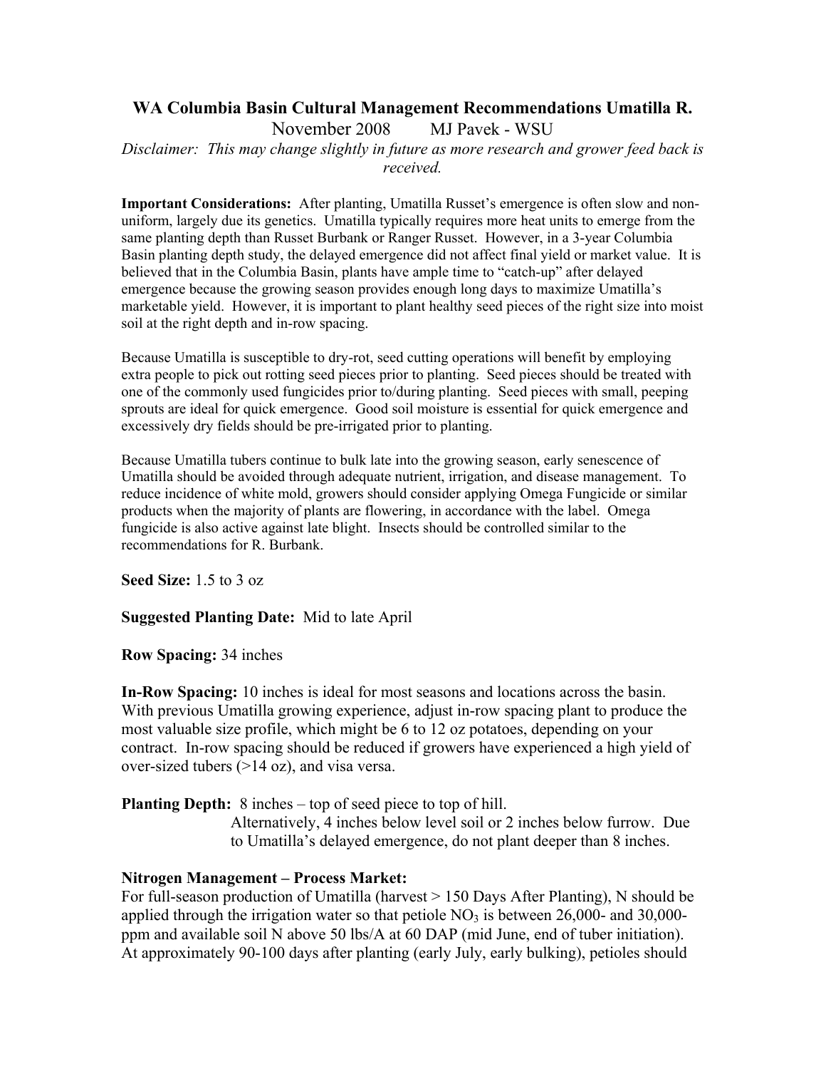# WA Columbia Basin Cultural Management Recommendations Umatilla R.

November 2008 MJ Pavek - WSU

*Disclaimer: This may change slightly in future as more research and grower feed back is received.*

**Important Considerations:** After planting, Umatilla Russet's emergence is often slow and non-uniform, largely due its genetics. Umatilla typically requires more heat units to emerge from the same planting depth than Russet Burbank or Ranger Russet. However, in a 3-year Columbia Basin planting depth study, the delayed emergence did not affect final yield or market value. It is believed that in the Columbia Basin, plants have ample time to "catch-up" after delayed emergence because the growing season provides enough long days to maximize Umatilla's marketable yield. However, it is important to plant healthy seed pieces of the right size into moist soil at the right depth and in-row spacing.

Because Umatilla is susceptible to dry-rot, seed cutting operations will benefit by employing extra people to pick out rotting seed pieces prior to planting. Seed pieces should be treated with one of the commonly used fungicides prior to/during planting. Seed pieces with small, peeping sprouts are ideal for quick emergence. Good soil moisture is essential for quick emergence and excessively dry fields should be pre-irrigated prior to planting.

Because Umatilla tubers continue to bulk late into the growing season, early senescence of Umatilla should be avoided through adequate nutrient, irrigation, and disease management. To reduce incidence of white mold, growers should consider applying Omega Fungicide or similar products when the majority of plants are flowering, in accordance with the label. Omega fungicide is also active against late blight. Insects should be controlled similar to the recommendations for R. Burbank.

**Seed Size:** 1.5 to 3 oz

**Suggested Planting Date:** Mid to late April

**Row Spacing:** 34 inches

**In-Row Spacing:** 10 inches is ideal for most seasons and locations across the basin. With previous Umatilla growing experience, adjust in-row spacing plant to produce the most valuable size profile, which might be 6 to 12 oz potatoes, depending on your contract. In-row spacing should be reduced if growers have experienced a high yield of over-sized tubers (>14 oz), and visa versa.

**Planting Depth:** 8 inches – top of seed piece to top of hill.
Alternatively, 4 inches below level soil or 2 inches below furrow. Due to Umatilla's delayed emergence, do not plant deeper than 8 inches.

**Nitrogen Management – Process Market:**
For full-season production of Umatilla (harvest > 150 Days After Planting), N should be applied through the irrigation water so that petiole $NO_3$ is between 26,000- and 30,000-ppm and available soil N above 50 lbs/A at 60 DAP (mid June, end of tuber initiation). At approximately 90-100 days after planting (early July, early bulking), petioles should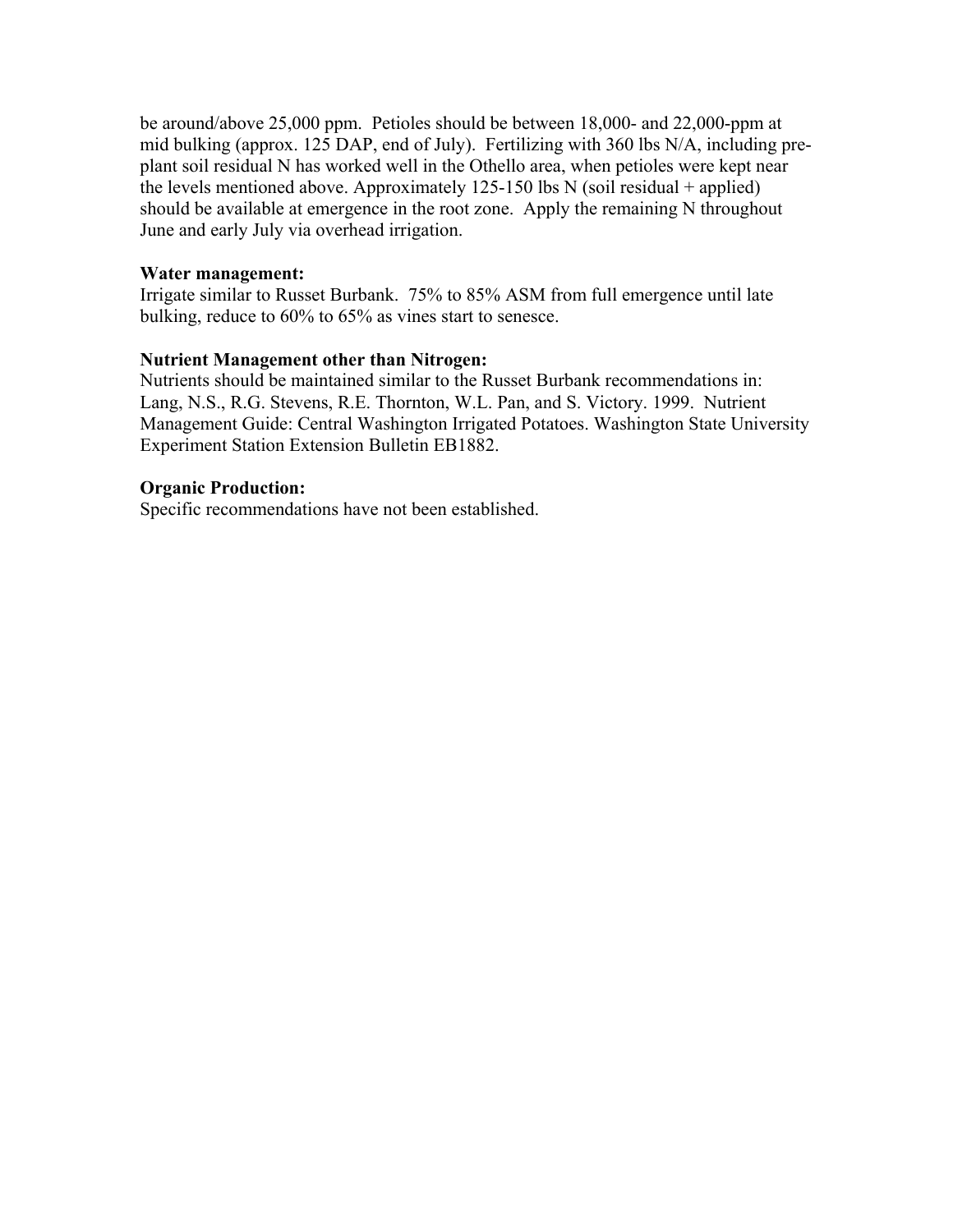be around/above 25,000 ppm. Petioles should be between 18,000- and 22,000-ppm at mid bulking (approx. 125 DAP, end of July). Fertilizing with 360 lbs N/A, including pre-plant soil residual N has worked well in the Othello area, when petioles were kept near the levels mentioned above. Approximately 125-150 lbs N (soil residual + applied) should be available at emergence in the root zone. Apply the remaining N throughout June and early July via overhead irrigation.

**Water management:**
Irrigate similar to Russet Burbank. 75% to 85% ASM from full emergence until late bulking, reduce to 60% to 65% as vines start to senesce.

**Nutrient Management other than Nitrogen:**
Nutrients should be maintained similar to the Russet Burbank recommendations in: Lang, N.S., R.G. Stevens, R.E. Thornton, W.L. Pan, and S. Victory. 1999. Nutrient Management Guide: Central Washington Irrigated Potatoes. Washington State University Experiment Station Extension Bulletin EB1882.

**Organic Production:**
Specific recommendations have not been established.